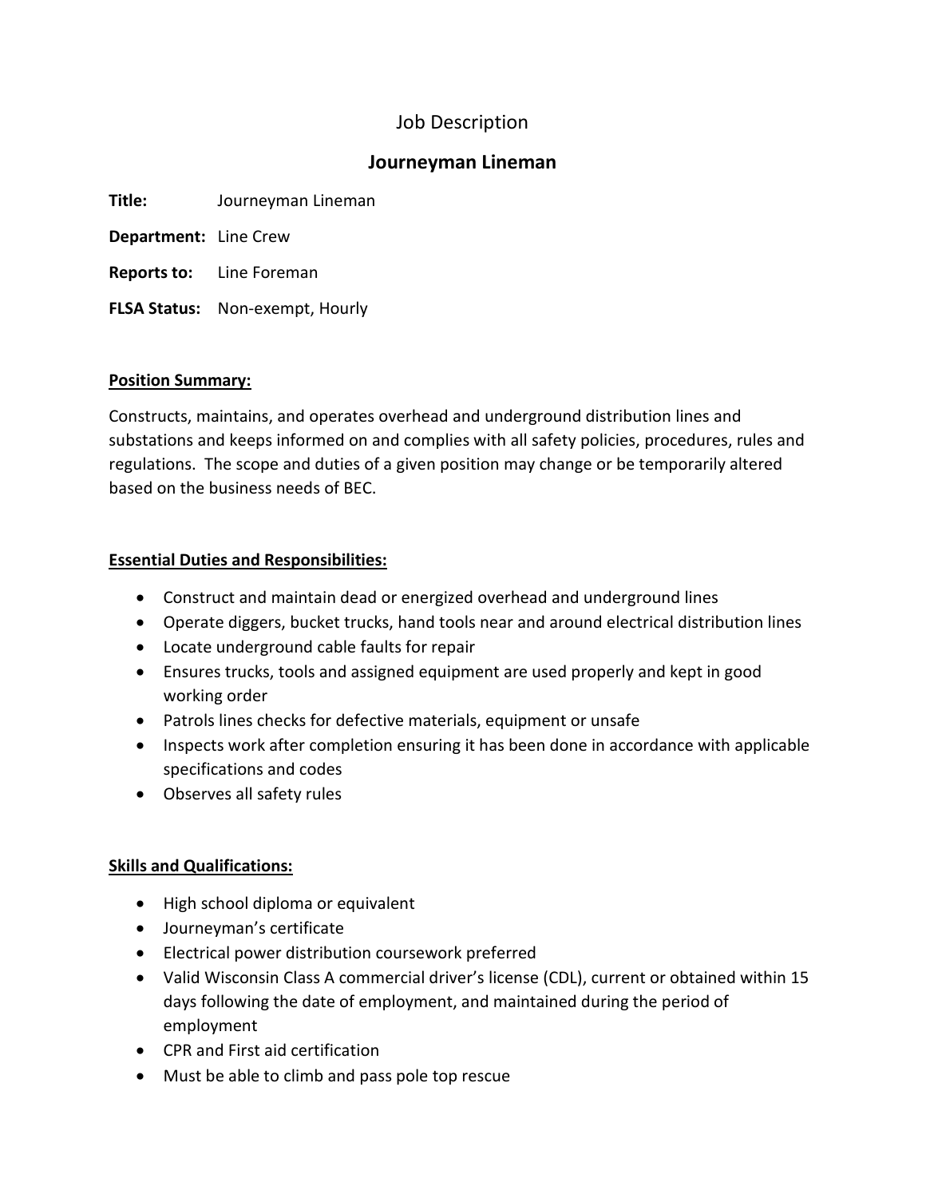# Job Description

## Journeyman Lineman

**Title:** Journeyman Lineman

**Department:** Line Crew

**Reports to:** Line Foreman

**FLSA Status:** Non-exempt, Hourly

**Position Summary:**

Constructs, maintains, and operates overhead and underground distribution lines and substations and keeps informed on and complies with all safety policies, procedures, rules and regulations. The scope and duties of a given position may change or be temporarily altered based on the business needs of BEC.

**Essential Duties and Responsibilities:**

- Construct and maintain dead or energized overhead and underground lines
- Operate diggers, bucket trucks, hand tools near and around electrical distribution lines
- Locate underground cable faults for repair
- Ensures trucks, tools and assigned equipment are used properly and kept in good working order
- Patrols lines checks for defective materials, equipment or unsafe
- Inspects work after completion ensuring it has been done in accordance with applicable specifications and codes
- Observes all safety rules

**Skills and Qualifications:**

- High school diploma or equivalent
- Journeyman's certificate
- Electrical power distribution coursework preferred
- Valid Wisconsin Class A commercial driver's license (CDL), current or obtained within 15 days following the date of employment, and maintained during the period of employment
- CPR and First aid certification
- Must be able to climb and pass pole top rescue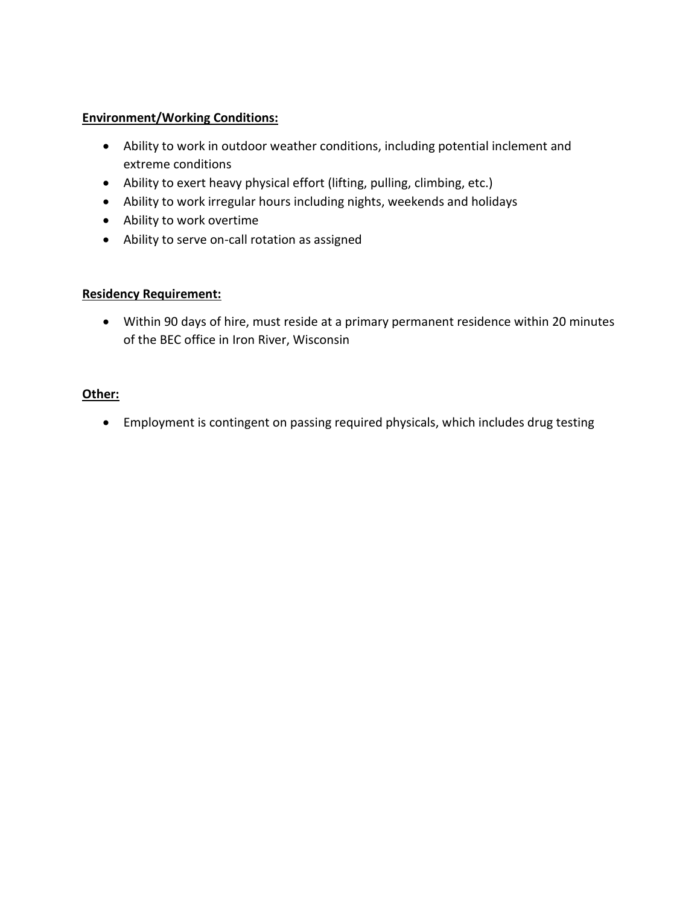**Environment/Working Conditions:**

- Ability to work in outdoor weather conditions, including potential inclement and extreme conditions
- Ability to exert heavy physical effort (lifting, pulling, climbing, etc.)
- Ability to work irregular hours including nights, weekends and holidays
- Ability to work overtime
- Ability to serve on-call rotation as assigned

**Residency Requirement:**

- Within 90 days of hire, must reside at a primary permanent residence within 20 minutes of the BEC office in Iron River, Wisconsin

**Other:**

- Employment is contingent on passing required physicals, which includes drug testing